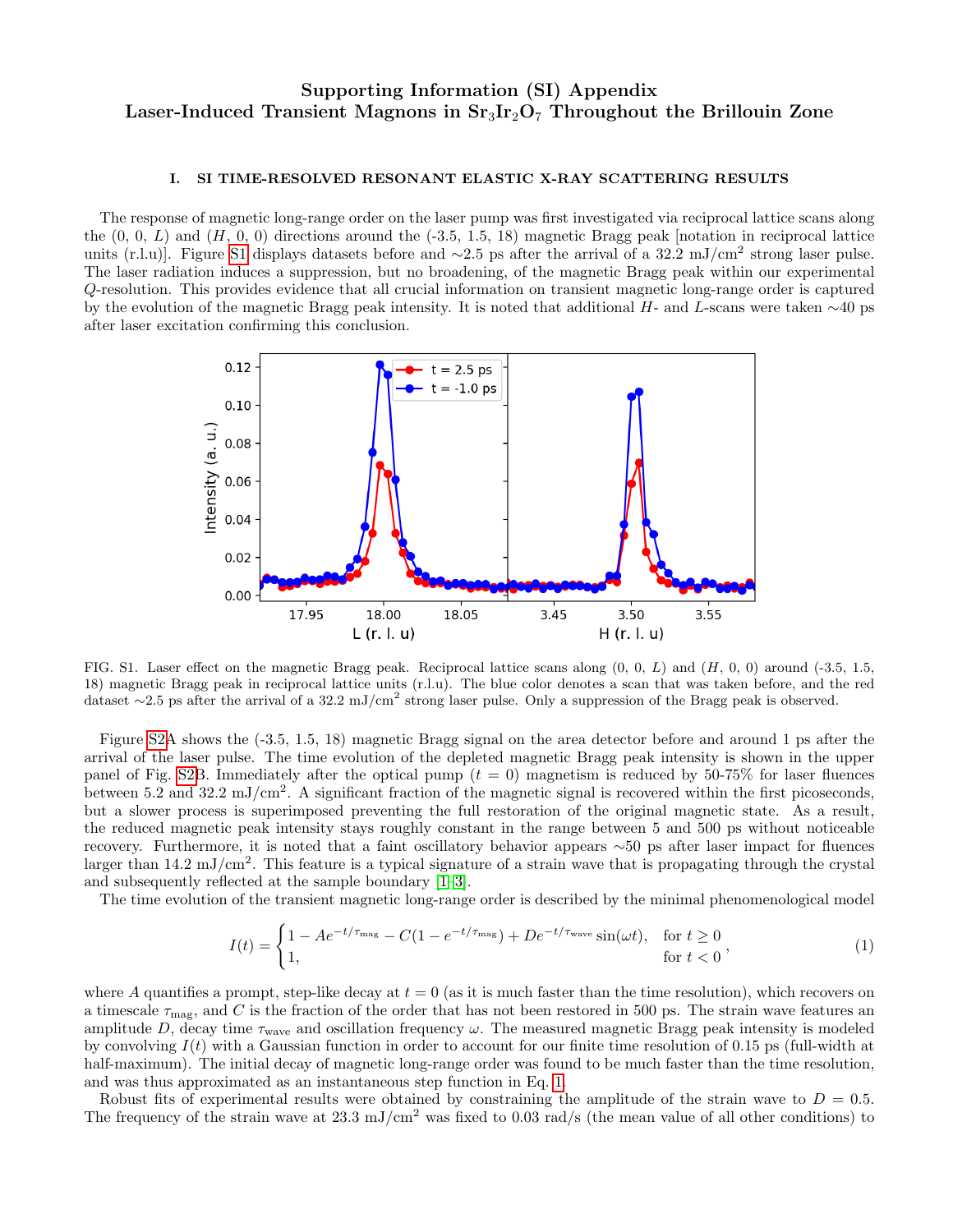# Supporting Information (SI) Appendix
# Laser-Induced Transient Magnons in $Sr_3Ir_2O_7$ Throughout the Brillouin Zone

## I. SI TIME-RESOLVED RESONANT ELASTIC X-RAY SCATTERING RESULTS

The response of magnetic long-range order on the laser pump was first investigated via reciprocal lattice scans along the (0, 0, $L$) and ($H$, 0, 0) directions around the (-3.5, 1.5, 18) magnetic Bragg peak [notation in reciprocal lattice units (r.l.u)]. Figure S1 displays datasets before and ~2.5 ps after the arrival of a 32.2 mJ/cm$^2$ strong laser pulse. The laser radiation induces a suppression, but no broadening, of the magnetic Bragg peak within our experimental $Q$-resolution. This provides evidence that all crucial information on transient magnetic long-range order is captured by the evolution of the magnetic Bragg peak intensity. It is noted that additional $H$- and $L$-scans were taken ~40 ps after laser excitation confirming this conclusion.

FIG. S1. Laser effect on the magnetic Bragg peak. Reciprocal lattice scans along (0, 0, $L$) and ($H$, 0, 0) around (-3.5, 1.5, 18) magnetic Bragg peak in reciprocal lattice units (r.l.u). The blue color denotes a scan that was taken before, and the red dataset ~2.5 ps after the arrival of a 32.2 mJ/cm$^2$ strong laser pulse. Only a suppression of the Bragg peak is observed.

Figure S2A shows the (-3.5, 1.5, 18) magnetic Bragg signal on the area detector before and around 1 ps after the arrival of the laser pulse. The time evolution of the depleted magnetic Bragg peak intensity is shown in the upper panel of Fig. S2B. Immediately after the optical pump ($t = 0$) magnetism is reduced by 50-75% for laser fluences between 5.2 and 32.2 mJ/cm$^2$. A significant fraction of the magnetic signal is recovered within the first picoseconds, but a slower process is superimposed preventing the full restoration of the original magnetic state. As a result, the reduced magnetic peak intensity stays roughly constant in the range between 5 and 500 ps without noticeable recovery. Furthermore, it is noted that a faint oscillatory behavior appears ~50 ps after laser impact for fluences larger than 14.2 mJ/cm$^2$. This feature is a typical signature of a strain wave that is propagating through the crystal and subsequently reflected at the sample boundary [1–3].

The time evolution of the transient magnetic long-range order is described by the minimal phenomenological model

$$I(t) = \begin{cases} 1 - Ae^{-t/\tau_{\text{mag}}} - C(1 - e^{-t/\tau_{\text{mag}}}) + De^{-t/\tau_{\text{wave}}} \sin(\omega t), & \text{for } t \geq 0 \\ 1, & \text{for } t < 0 \end{cases}, \tag{1}$$

where $A$ quantifies a prompt, step-like decay at $t = 0$ (as it is much faster than the time resolution), which recovers on a timescale $\tau_{\text{mag}}$, and $C$ is the fraction of the order that has not been restored in 500 ps. The strain wave features an amplitude $D$, decay time $\tau_{\text{wave}}$ and oscillation frequency $\omega$. The measured magnetic Bragg peak intensity is modeled by convolving $I(t)$ with a Gaussian function in order to account for our finite time resolution of 0.15 ps (full-width at half-maximum). The initial decay of magnetic long-range order was found to be much faster than the time resolution, and was thus approximated as an instantaneous step function in Eq. 1.

Robust fits of experimental results were obtained by constraining the amplitude of the strain wave to $D = 0.5$. The frequency of the strain wave at 23.3 mJ/cm$^2$ was fixed to 0.03 rad/s (the mean value of all other conditions) to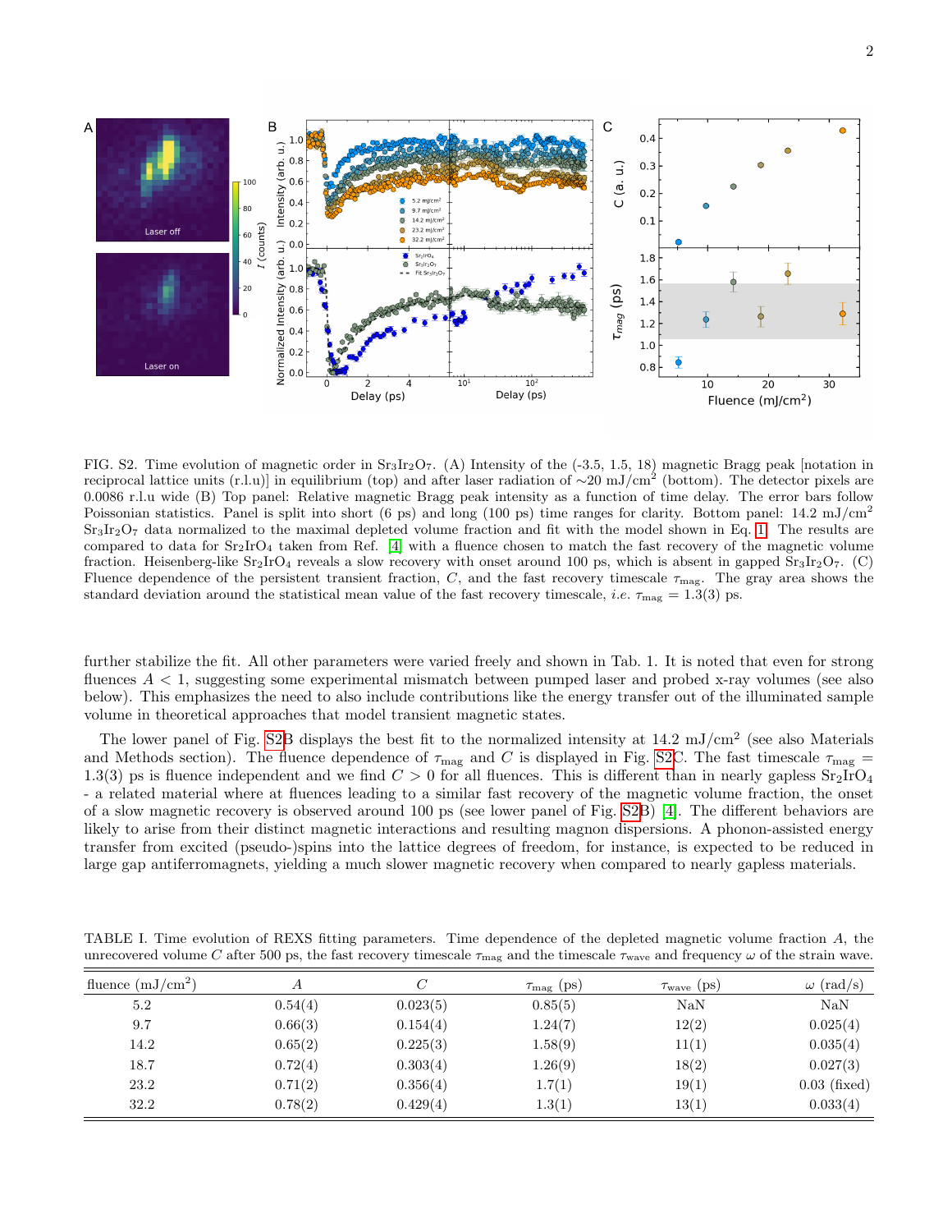FIG. S2. Time evolution of magnetic order in $Sr_3Ir_2O_7$. (A) Intensity of the (-3.5, 1.5, 18) magnetic Bragg peak [notation in reciprocal lattice units (r.l.u)] in equilibrium (top) and after laser radiation of $\sim$20 mJ/cm$^2$ (bottom). The detector pixels are 0.0086 r.l.u wide (B) Top panel: Relative magnetic Bragg peak intensity as a function of time delay. The error bars follow Poissonian statistics. Panel is split into short (6 ps) and long (100 ps) time ranges for clarity. Bottom panel: 14.2 mJ/cm$^2$ $Sr_3Ir_2O_7$ data normalized to the maximal depleted volume fraction and fit with the model shown in Eq. 1. The results are compared to data for $Sr_2IrO_4$ taken from Ref. [4] with a fluence chosen to match the fast recovery of the magnetic volume fraction. Heisenberg-like $Sr_2IrO_4$ reveals a slow recovery with onset around 100 ps, which is absent in gapped $Sr_3Ir_2O_7$. (C) Fluence dependence of the persistent transient fraction, $C$, and the fast recovery timescale $\tau_{\mathrm{mag}}$. The gray area shows the standard deviation around the statistical mean value of the fast recovery timescale, *i.e.* $\tau_{\mathrm{mag}} = 1.3(3)$ ps.

further stabilize the fit. All other parameters were varied freely and shown in Tab. 1. It is noted that even for strong fluences $A < 1$, suggesting some experimental mismatch between pumped laser and probed x-ray volumes (see also below). This emphasizes the need to also include contributions like the energy transfer out of the illuminated sample volume in theoretical approaches that model transient magnetic states.

The lower panel of Fig. S2B displays the best fit to the normalized intensity at 14.2 mJ/cm$^2$ (see also Materials and Methods section). The fluence dependence of $\tau_{\mathrm{mag}}$ and $C$ is displayed in Fig. S2C. The fast timescale $\tau_{\mathrm{mag}} = 1.3(3)$ ps is fluence independent and we find $C > 0$ for all fluences. This is different than in nearly gapless $Sr_2IrO_4$ - a related material where at fluences leading to a similar fast recovery of the magnetic volume fraction, the onset of a slow magnetic recovery is observed around 100 ps (see lower panel of Fig. S2B) [4]. The different behaviors are likely to arise from their distinct magnetic interactions and resulting magnon dispersions. A phonon-assisted energy transfer from excited (pseudo-)spins into the lattice degrees of freedom, for instance, is expected to be reduced in large gap antiferromagnets, yielding a much slower magnetic recovery when compared to nearly gapless materials.

TABLE I. Time evolution of REXS fitting parameters. Time dependence of the depleted magnetic volume fraction $A$, the unrecovered volume $C$ after 500 ps, the fast recovery timescale $\tau_{\mathrm{mag}}$ and the timescale $\tau_{\mathrm{wave}}$ and frequency $\omega$ of the strain wave.

| fluence (mJ/cm$^2$) | $A$ | $C$ | $\tau_{\mathrm{mag}}$ (ps) | $\tau_{\mathrm{wave}}$ (ps) | $\omega$ (rad/s) |
|---|---|---|---|---|---|
| 5.2 | 0.54(4) | 0.023(5) | 0.85(5) | NaN | NaN |
| 9.7 | 0.66(3) | 0.154(4) | 1.24(7) | 12(2) | 0.025(4) |
| 14.2 | 0.65(2) | 0.225(3) | 1.58(9) | 11(1) | 0.035(4) |
| 18.7 | 0.72(4) | 0.303(4) | 1.26(9) | 18(2) | 0.027(3) |
| 23.2 | 0.71(2) | 0.356(4) | 1.7(1) | 19(1) | 0.03 (fixed) |
| 32.2 | 0.78(2) | 0.429(4) | 1.3(1) | 13(1) | 0.033(4) |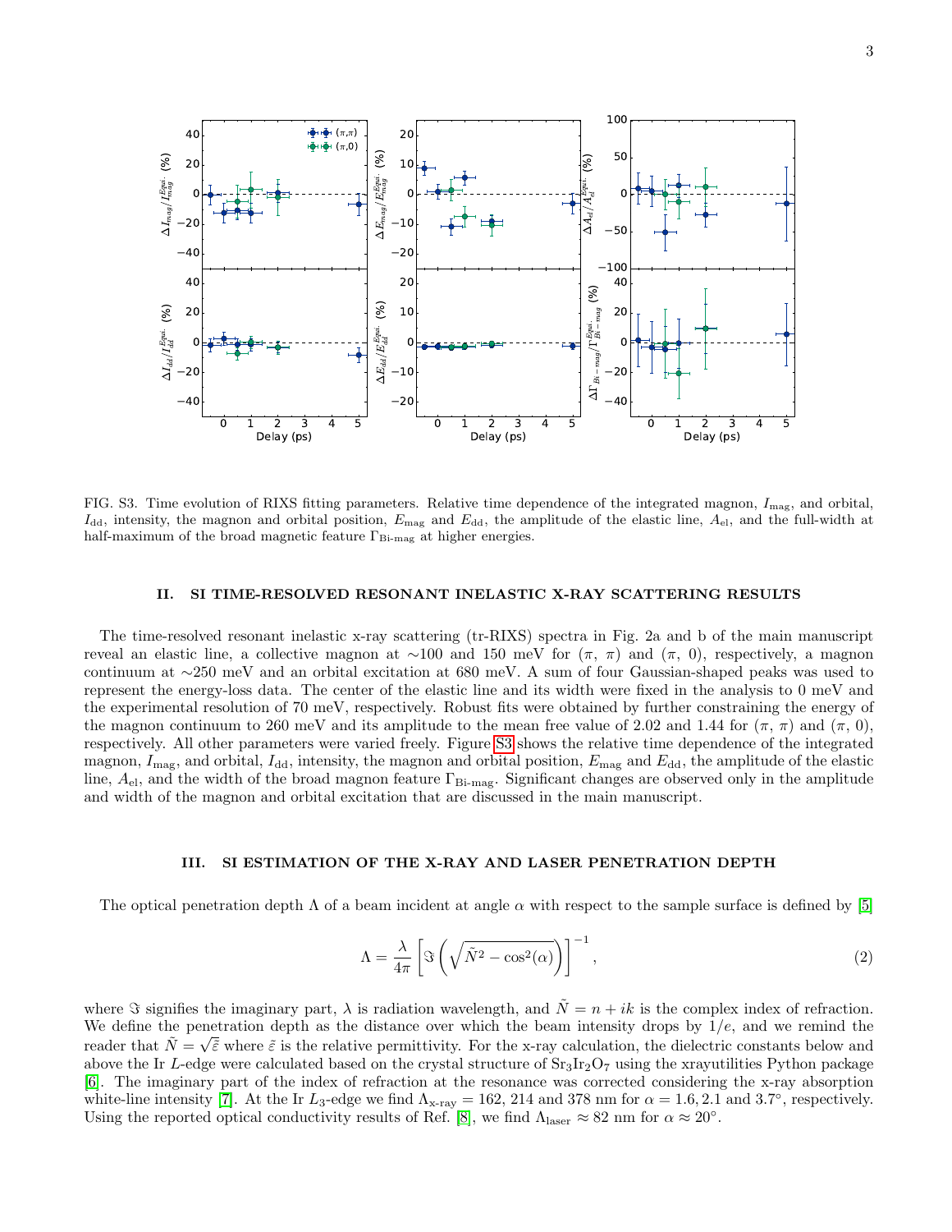FIG. S3. Time evolution of RIXS fitting parameters. Relative time dependence of the integrated magnon, $I_{\mathrm{mag}}$, and orbital, $I_{\mathrm{dd}}$, intensity, the magnon and orbital position, $E_{\mathrm{mag}}$ and $E_{\mathrm{dd}}$, the amplitude of the elastic line, $A_{\mathrm{el}}$, and the full-width at half-maximum of the broad magnetic feature $\Gamma_{\text{Bi-mag}}$ at higher energies.

## II. SI TIME-RESOLVED RESONANT INELASTIC X-RAY SCATTERING RESULTS

The time-resolved resonant inelastic x-ray scattering (tr-RIXS) spectra in Fig. 2a and b of the main manuscript reveal an elastic line, a collective magnon at ∼100 and 150 meV for ($\pi$, $\pi$) and ($\pi$, 0), respectively, a magnon continuum at ∼250 meV and an orbital excitation at 680 meV. A sum of four Gaussian-shaped peaks was used to represent the energy-loss data. The center of the elastic line and its width were fixed in the analysis to 0 meV and the experimental resolution of 70 meV, respectively. Robust fits were obtained by further constraining the energy of the magnon continuum to 260 meV and its amplitude to the mean free value of 2.02 and 1.44 for ($\pi$, $\pi$) and ($\pi$, 0), respectively. All other parameters were varied freely. Figure S3 shows the relative time dependence of the integrated magnon, $I_{\mathrm{mag}}$, and orbital, $I_{\mathrm{dd}}$, intensity, the magnon and orbital position, $E_{\mathrm{mag}}$ and $E_{\mathrm{dd}}$, the amplitude of the elastic line, $A_{\mathrm{el}}$, and the width of the broad magnon feature $\Gamma_{\text{Bi-mag}}$. Significant changes are observed only in the amplitude and width of the magnon and orbital excitation that are discussed in the main manuscript.

## III. SI ESTIMATION OF THE X-RAY AND LASER PENETRATION DEPTH

The optical penetration depth $\Lambda$ of a beam incident at angle $\alpha$ with respect to the sample surface is defined by [5]

$$\Lambda = \frac{\lambda}{4\pi}\left[\Im\left(\sqrt{\tilde{N}^2 - \cos^2(\alpha)}\right)\right]^{-1}, \tag{2}$$

where $\Im$ signifies the imaginary part, $\lambda$ is radiation wavelength, and $\tilde{N} = n + ik$ is the complex index of refraction. We define the penetration depth as the distance over which the beam intensity drops by $1/e$, and we remind the reader that $\tilde{N} = \sqrt{\tilde{\varepsilon}}$ where $\tilde{\varepsilon}$ is the relative permittivity. For the x-ray calculation, the dielectric constants below and above the Ir $L$-edge were calculated based on the crystal structure of $\mathrm{Sr_3Ir_2O_7}$ using the xrayutilities Python package [6]. The imaginary part of the index of refraction at the resonance was corrected considering the x-ray absorption white-line intensity [7]. At the Ir $L_3$-edge we find $\Lambda_{\text{x-ray}} = 162$, 214 and 378 nm for $\alpha = 1.6, 2.1$ and $3.7°$, respectively. Using the reported optical conductivity results of Ref. [8], we find $\Lambda_{\text{laser}} \approx 82$ nm for $\alpha \approx 20°$.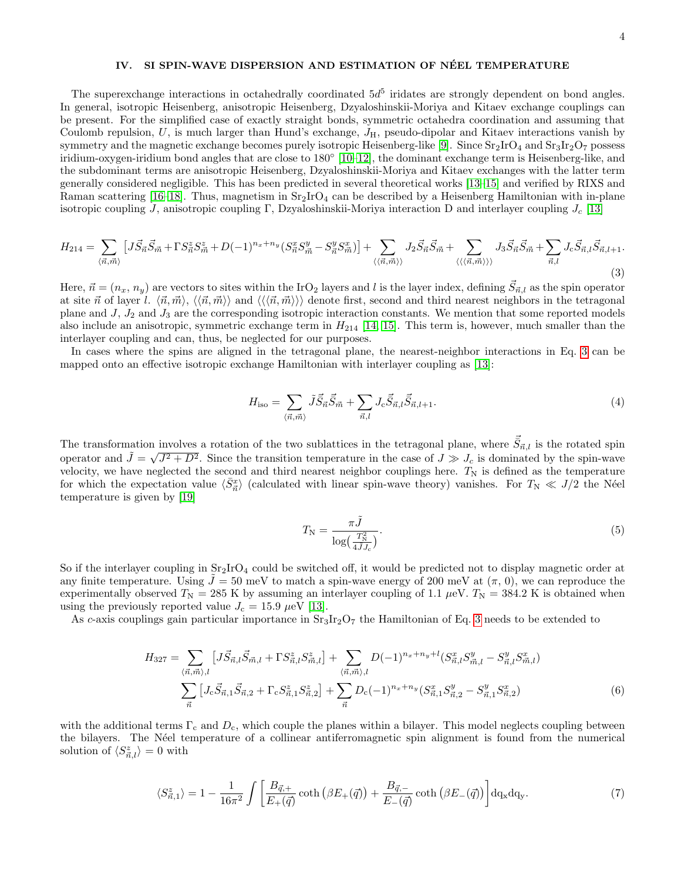## IV. SI SPIN-WAVE DISPERSION AND ESTIMATION OF NÉEL TEMPERATURE

The superexchange interactions in octahedrally coordinated $5d^5$ iridates are strongly dependent on bond angles. In general, isotropic Heisenberg, anisotropic Heisenberg, Dzyaloshinskii-Moriya and Kitaev exchange couplings can be present. For the simplified case of exactly straight bonds, symmetric octahedra coordination and assuming that Coulomb repulsion, $U$, is much larger than Hund's exchange, $J_{\mathrm{H}}$, pseudo-dipolar and Kitaev interactions vanish by symmetry and the magnetic exchange becomes purely isotropic Heisenberg-like [9]. Since $Sr_2IrO_4$ and $Sr_3Ir_2O_7$ possess iridium-oxygen-iridium bond angles that are close to 180° [10–12], the dominant exchange term is Heisenberg-like, and the subdominant terms are anisotropic Heisenberg, Dzyaloshinskii-Moriya and Kitaev exchanges with the latter term generally considered negligible. This has been predicted in several theoretical works [13–15] and verified by RIXS and Raman scattering [16–18]. Thus, magnetism in $Sr_2IrO_4$ can be described by a Heisenberg Hamiltonian with in-plane isotropic coupling $J$, anisotropic coupling $\Gamma$, Dzyaloshinskii-Moriya interaction D and interlayer coupling $J_c$ [13]

$$H_{214} = \sum_{\langle\vec{n},\vec{m}\rangle}\left[J\vec{S}_{\vec{n}}\vec{S}_{\vec{m}} + \Gamma S^z_{\vec{n}}S^z_{\vec{m}} + D(-1)^{n_x+n_y}(S^x_{\vec{n}}S^y_{\vec{m}} - S^y_{\vec{n}}S^x_{\vec{m}})\right] + \sum_{\langle\langle\vec{n},\vec{m}\rangle\rangle} J_2\vec{S}_{\vec{n}}\vec{S}_{\vec{m}} + \sum_{\langle\langle\langle\vec{n},\vec{m}\rangle\rangle\rangle} J_3\vec{S}_{\vec{n}}\vec{S}_{\vec{m}} + \sum_{\vec{n},l} J_c\vec{S}_{\vec{n},l}\vec{S}_{\vec{n},l+1}. \tag{3}$$

Here, $\vec{n} = (n_x, n_y)$ are vectors to sites within the $IrO_2$ layers and $l$ is the layer index, defining $\vec{S}_{\vec{n},l}$ as the spin operator at site $\vec{n}$ of layer $l$. $\langle\vec{n},\vec{m}\rangle$, $\langle\langle\vec{n},\vec{m}\rangle\rangle$ and $\langle\langle\langle\vec{n},\vec{m}\rangle\rangle\rangle$ denote first, second and third nearest neighbors in the tetragonal plane and $J$, $J_2$ and $J_3$ are the corresponding isotropic interaction constants. We mention that some reported models also include an anisotropic, symmetric exchange term in $H_{214}$ [14, 15]. This term is, however, much smaller than the interlayer coupling and can, thus, be neglected for our purposes.

In cases where the spins are aligned in the tetragonal plane, the nearest-neighbor interactions in Eq. 3 can be mapped onto an effective isotropic exchange Hamiltonian with interlayer coupling as [13]:

$$H_{\mathrm{iso}} = \sum_{\langle\vec{n},\vec{m}\rangle} \tilde{J}\tilde{\vec{S}}_{\vec{n}}\tilde{\vec{S}}_{\vec{m}} + \sum_{\vec{n},l} J_{\mathrm{c}}\tilde{\vec{S}}_{\vec{n},l}\tilde{\vec{S}}_{\vec{n},l+1}. \tag{4}$$

The transformation involves a rotation of the two sublattices in the tetragonal plane, where $\tilde{\vec{S}}_{\vec{n},l}$ is the rotated spin operator and $\tilde{J} = \sqrt{J^2 + D^2}$. Since the transition temperature in the case of $J \gg J_c$ is dominated by the spin-wave velocity, we have neglected the second and third nearest neighbor couplings here. $T_{\mathrm{N}}$ is defined as the temperature for which the expectation value $\langle \tilde{S}^x_{\vec{n}}\rangle$ (calculated with linear spin-wave theory) vanishes. For $T_{\mathrm{N}} \ll J/2$ the Néel temperature is given by [19]

$$T_{\mathrm{N}} = \frac{\pi\tilde{J}}{\log\left(\frac{T_{\mathrm{N}}^2}{4\tilde{J}J_c}\right)}. \tag{5}$$

So if the interlayer coupling in $Sr_2IrO_4$ could be switched off, it would be predicted not to display magnetic order at any finite temperature. Using $\tilde{J} = 50$ meV to match a spin-wave energy of 200 meV at $(\pi, 0)$, we can reproduce the experimentally observed $T_{\mathrm{N}} = 285$ K by assuming an interlayer coupling of 1.1 $\mu$eV. $T_{\mathrm{N}} = 384.2$ K is obtained when using the previously reported value $J_{\mathrm{c}} = 15.9$ $\mu$eV [13].

As $c$-axis couplings gain particular importance in $Sr_3Ir_2O_7$ the Hamiltonian of Eq. 3 needs to be extended to

$$\begin{aligned}
H_{327} = &\sum_{\langle\vec{n},\vec{m}\rangle,l}\left[J\vec{S}_{\vec{n},l}\vec{S}_{\vec{m},l} + \Gamma S^z_{\vec{n},l}S^z_{\vec{m},l}\right] + \sum_{\langle\vec{n},\vec{m}\rangle,l} D(-1)^{n_x+n_y+l}(S^x_{\vec{n},l}S^y_{\vec{m},l} - S^y_{\vec{n},l}S^x_{\vec{m},l}) \\
&\sum_{\vec{n}}\left[J_{\mathrm{c}}\vec{S}_{\vec{n},1}\vec{S}_{\vec{n},2} + \Gamma_{\mathrm{c}}S^z_{\vec{n},1}S^z_{\vec{n},2}\right] + \sum_{\vec{n}} D_{\mathrm{c}}(-1)^{n_x+n_y}(S^x_{\vec{n},1}S^y_{\vec{n},2} - S^y_{\vec{n},1}S^x_{\vec{n},2})
\end{aligned} \tag{6}$$

with the additional terms $\Gamma_{\mathrm{c}}$ and $D_{\mathrm{c}}$, which couple the planes within a bilayer. This model neglects coupling between the bilayers. The Néel temperature of a collinear antiferromagnetic spin alignment is found from the numerical solution of $\langle S^z_{\vec{n},l}\rangle = 0$ with

$$\langle S^z_{\vec{n},1}\rangle = 1 - \frac{1}{16\pi^2}\int\left[\frac{B_{\vec{q},+}}{E_+(\vec{q})}\coth\left(\beta E_+(\vec{q})\right) + \frac{B_{\vec{q},-}}{E_-(\vec{q})}\coth\left(\beta E_-(\vec{q})\right)\right]\mathrm{dq_x dq_y}. \tag{7}$$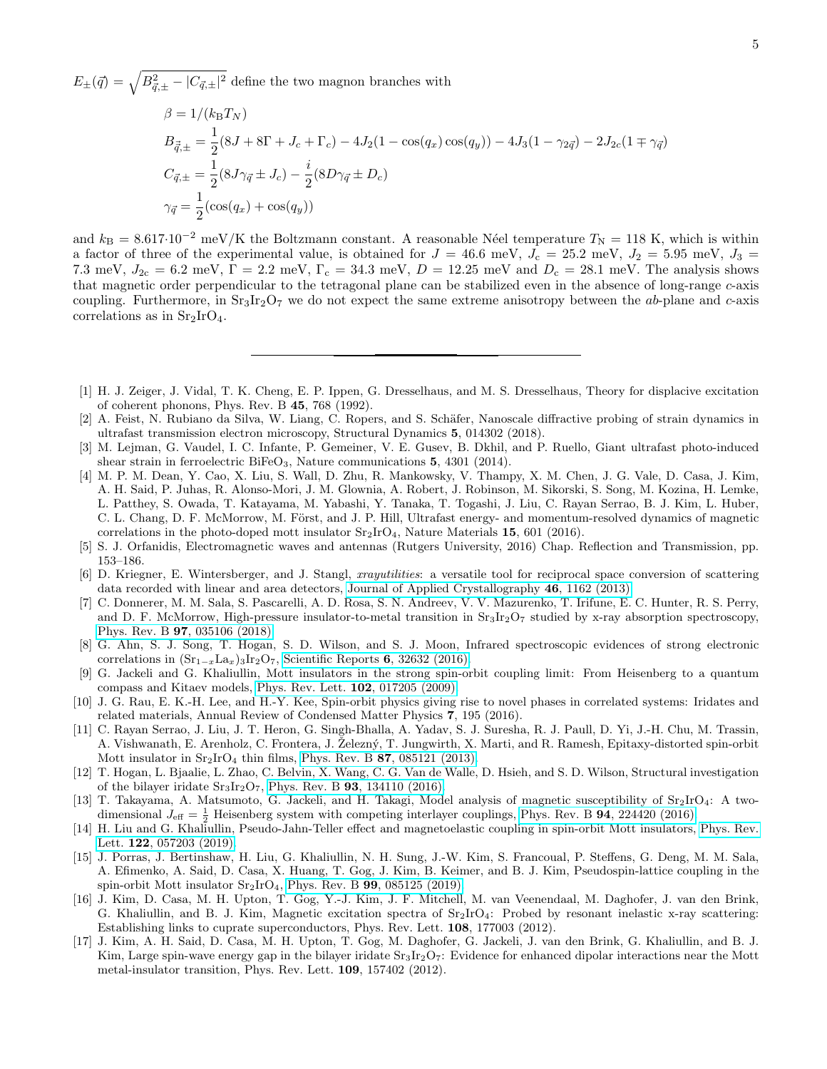$E_\pm(\vec{q}) = \sqrt{B^2_{\vec{q},\pm} - |C_{\vec{q},\pm}|^2}$ define the two magnon branches with

$$\beta = 1/(k_\mathrm{B} T_N)$$

$$B_{\vec{q},\pm} = \frac{1}{2}(8J + 8\Gamma + J_c + \Gamma_c) - 4J_2(1 - \cos(q_x)\cos(q_y)) - 4J_3(1 - \gamma_{2\vec{q}}) - 2J_{2c}(1 \mp \gamma_{\vec{q}})$$

$$C_{\vec{q},\pm} = \frac{1}{2}(8J\gamma_{\vec{q}} \pm J_c) - \frac{i}{2}(8D\gamma_{\vec{q}} \pm D_c)$$

$$\gamma_{\vec{q}} = \frac{1}{2}(\cos(q_x) + \cos(q_y))$$

and $k_\mathrm{B} = 8.617 \cdot 10^{-2}$ meV/K the Boltzmann constant. A reasonable Néel temperature $T_\mathrm{N} = 118$ K, which is within a factor of three of the experimental value, is obtained for $J = 46.6$ meV, $J_\mathrm{c} = 25.2$ meV, $J_2 = 5.95$ meV, $J_3 = 7.3$ meV, $J_{2\mathrm{c}} = 6.2$ meV, $\Gamma = 2.2$ meV, $\Gamma_\mathrm{c} = 34.3$ meV, $D = 12.25$ meV and $D_\mathrm{c} = 28.1$ meV. The analysis shows that magnetic order perpendicular to the tetragonal plane can be stabilized even in the absence of long-range $c$-axis coupling. Furthermore, in $Sr_3Ir_2O_7$ we do not expect the same extreme anisotropy between the $ab$-plane and $c$-axis correlations as in $Sr_2IrO_4$.

---

[1] H. J. Zeiger, J. Vidal, T. K. Cheng, E. P. Ippen, G. Dresselhaus, and M. S. Dresselhaus, Theory for displacive excitation of coherent phonons, Phys. Rev. B **45**, 768 (1992).

[2] A. Feist, N. Rubiano da Silva, W. Liang, C. Ropers, and S. Schäfer, Nanoscale diffractive probing of strain dynamics in ultrafast transmission electron microscopy, Structural Dynamics **5**, 014302 (2018).

[3] M. Lejman, G. Vaudel, I. C. Infante, P. Gemeiner, V. E. Gusev, B. Dkhil, and P. Ruello, Giant ultrafast photo-induced shear strain in ferroelectric $BiFeO_3$, Nature communications **5**, 4301 (2014).

[4] M. P. M. Dean, Y. Cao, X. Liu, S. Wall, D. Zhu, R. Mankowsky, V. Thampy, X. M. Chen, J. G. Vale, D. Casa, J. Kim, A. H. Said, P. Juhas, R. Alonso-Mori, J. M. Glownia, A. Robert, J. Robinson, M. Sikorski, S. Song, M. Kozina, H. Lemke, L. Patthey, S. Owada, T. Katayama, M. Yabashi, Y. Tanaka, T. Togashi, J. Liu, C. Rayan Serrao, B. J. Kim, L. Huber, C. L. Chang, D. F. McMorrow, M. Först, and J. P. Hill, Ultrafast energy- and momentum-resolved dynamics of magnetic correlations in the photo-doped mott insulator $Sr_2IrO_4$, Nature Materials **15**, 601 (2016).

[5] S. J. Orfanidis, Electromagnetic waves and antennas (Rutgers University, 2016) Chap. Reflection and Transmission, pp. 153–186.

[6] D. Kriegner, E. Wintersberger, and J. Stangl, *xrayutilities*: a versatile tool for reciprocal space conversion of scattering data recorded with linear and area detectors, Journal of Applied Crystallography **46**, 1162 (2013).

[7] C. Donnerer, M. M. Sala, S. Pascarelli, A. D. Rosa, S. N. Andreev, V. V. Mazurenko, T. Irifune, E. C. Hunter, R. S. Perry, and D. F. McMorrow, High-pressure insulator-to-metal transition in $Sr_3Ir_2O_7$ studied by x-ray absorption spectroscopy, Phys. Rev. B **97**, 035106 (2018).

[8] G. Ahn, S. J. Song, T. Hogan, S. D. Wilson, and S. J. Moon, Infrared spectroscopic evidences of strong electronic correlations in $(Sr_{1-x}La_x)_3Ir_2O_7$, Scientific Reports **6**, 32632 (2016).

[9] G. Jackeli and G. Khaliullin, Mott insulators in the strong spin-orbit coupling limit: From Heisenberg to a quantum compass and Kitaev models, Phys. Rev. Lett. **102**, 017205 (2009).

[10] J. G. Rau, E. K.-H. Lee, and H.-Y. Kee, Spin-orbit physics giving rise to novel phases in correlated systems: Iridates and related materials, Annual Review of Condensed Matter Physics **7**, 195 (2016).

[11] C. Rayan Serrao, J. Liu, J. T. Heron, G. Singh-Bhalla, A. Yadav, S. J. Suresha, R. J. Paull, D. Yi, J.-H. Chu, M. Trassin, A. Vishwanath, E. Arenholz, C. Frontera, J. Železný, T. Jungwirth, X. Marti, and R. Ramesh, Epitaxy-distorted spin-orbit Mott insulator in $Sr_2IrO_4$ thin films, Phys. Rev. B **87**, 085121 (2013).

[12] T. Hogan, L. Bjaalie, L. Zhao, C. Belvin, X. Wang, C. G. Van de Walle, D. Hsieh, and S. D. Wilson, Structural investigation of the bilayer iridate $Sr_3Ir_2O_7$, Phys. Rev. B **93**, 134110 (2016).

[13] T. Takayama, A. Matsumoto, G. Jackeli, and H. Takagi, Model analysis of magnetic susceptibility of $Sr_2IrO_4$: A two-dimensional $J_\mathrm{eff} = \frac{1}{2}$ Heisenberg system with competing interlayer couplings, Phys. Rev. B **94**, 224420 (2016).

[14] H. Liu and G. Khaliullin, Pseudo-Jahn-Teller effect and magnetoelastic coupling in spin-orbit Mott insulators, Phys. Rev. Lett. **122**, 057203 (2019).

[15] J. Porras, J. Bertinshaw, H. Liu, G. Khaliullin, N. H. Sung, J.-W. Kim, S. Francoual, P. Steffens, G. Deng, M. M. Sala, A. Efimenko, A. Said, D. Casa, X. Huang, T. Gog, J. Kim, B. Keimer, and B. J. Kim, Pseudospin-lattice coupling in the spin-orbit Mott insulator $Sr_2IrO_4$, Phys. Rev. B **99**, 085125 (2019).

[16] J. Kim, D. Casa, M. H. Upton, T. Gog, Y.-J. Kim, J. F. Mitchell, M. van Veenendaal, M. Daghofer, J. van den Brink, G. Khaliullin, and B. J. Kim, Magnetic excitation spectra of $Sr_2IrO_4$: Probed by resonant inelastic x-ray scattering: Establishing links to cuprate superconductors, Phys. Rev. Lett. **108**, 177003 (2012).

[17] J. Kim, A. H. Said, D. Casa, M. H. Upton, T. Gog, M. Daghofer, G. Jackeli, J. van den Brink, G. Khaliullin, and B. J. Kim, Large spin-wave energy gap in the bilayer iridate $Sr_3Ir_2O_7$: Evidence for enhanced dipolar interactions near the Mott metal-insulator transition, Phys. Rev. Lett. **109**, 157402 (2012).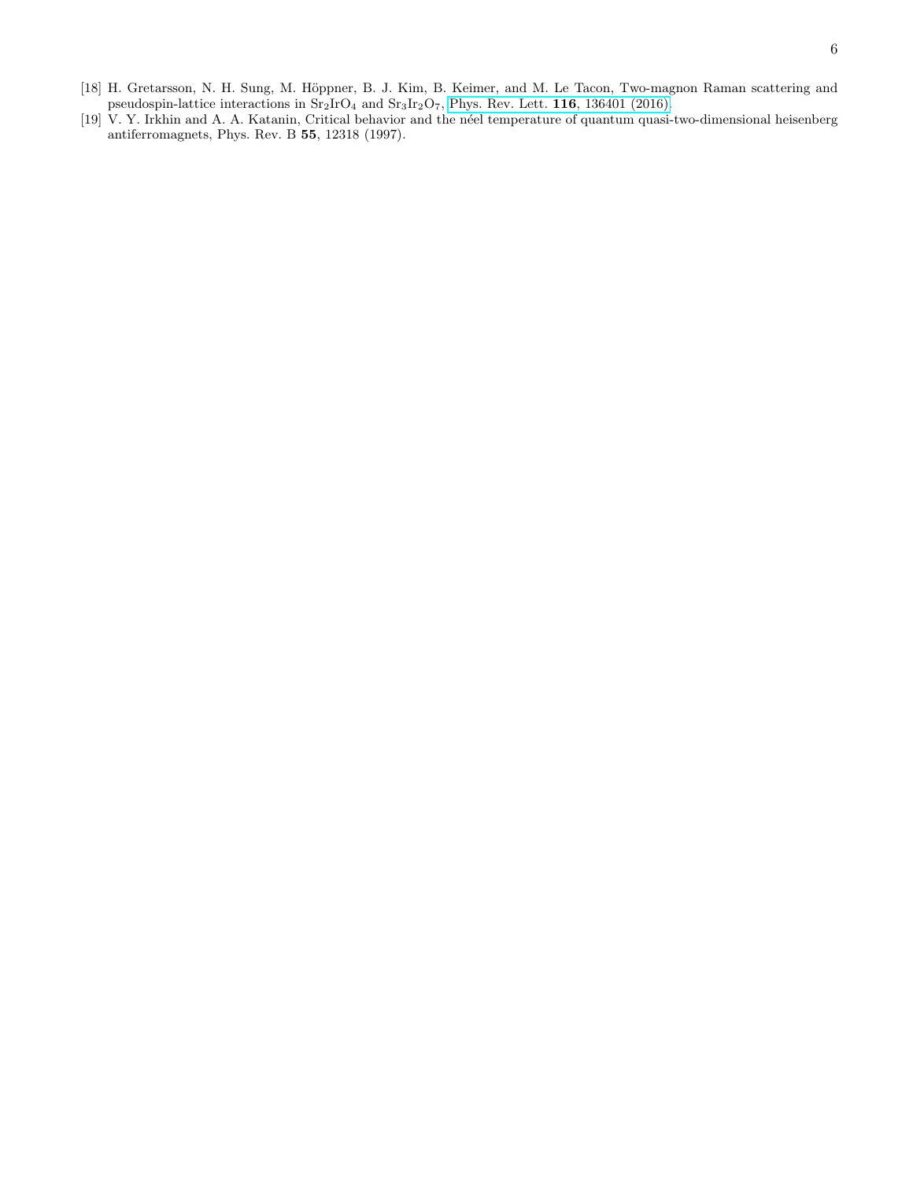[18] H. Gretarsson, N. H. Sung, M. Höppner, B. J. Kim, B. Keimer, and M. Le Tacon, Two-magnon Raman scattering and pseudospin-lattice interactions in $Sr_2IrO_4$ and $Sr_3Ir_2O_7$, Phys. Rev. Lett. **116**, 136401 (2016).

[19] V. Y. Irkhin and A. A. Katanin, Critical behavior and the néel temperature of quantum quasi-two-dimensional heisenberg antiferromagnets, Phys. Rev. B **55**, 12318 (1997).